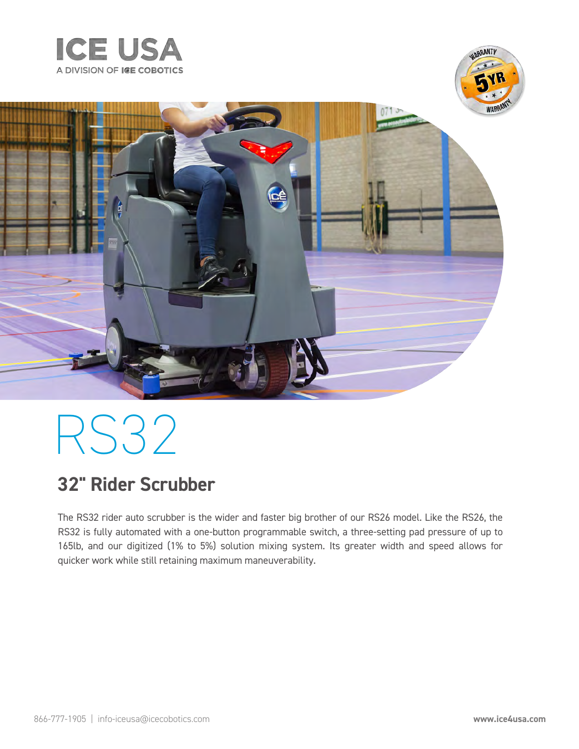ICE USA

A DIVISION OF ICE COBOTICS

# RS32

## 32" Rider Scrubber

The RS32 rider auto scrubber is the wider and faster big brother of our RS26 model. Like the RS26, the RS32 is fully automated with a one-button programmable switch, a three-setting pad pressure of up to 165lb, and our digitized (1% to 5%) solution mixing system. Its greater width and speed allows for quicker work while still retaining maximum maneuverability.

866-777-1905 | info-iceusa@icecobotics.com **www.ice4usa.com**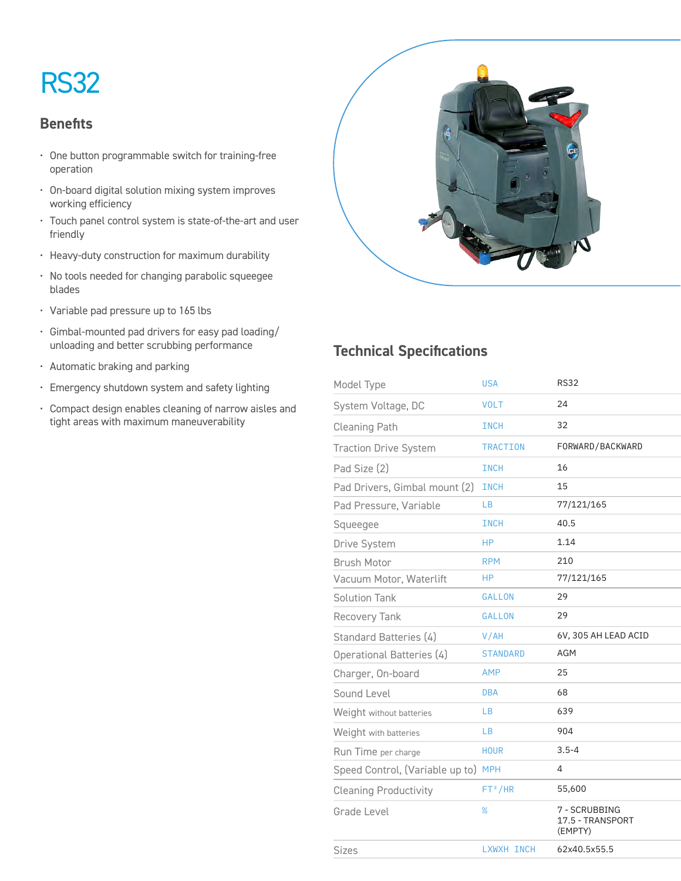# RS32

## Benefits

- One button programmable switch for training-free operation
- On-board digital solution mixing system improves working efficiency
- Touch panel control system is state-of-the-art and user friendly
- Heavy-duty construction for maximum durability
- No tools needed for changing parabolic squeegee blades
- Variable pad pressure up to 165 lbs
- Gimbal-mounted pad drivers for easy pad loading/unloading and better scrubbing performance
- Automatic braking and parking
- Emergency shutdown system and safety lighting
- Compact design enables cleaning of narrow aisles and tight areas with maximum maneuverability

## Technical Specifications

| | | |
|---|---|---|
| Model Type | USA | RS32 |
| System Voltage, DC | VOLT | 24 |
| Cleaning Path | INCH | 32 |
| Traction Drive System | TRACTION | FORWARD/BACKWARD |
| Pad Size (2) | INCH | 16 |
| Pad Drivers, Gimbal mount (2) | INCH | 15 |
| Pad Pressure, Variable | LB | 77/121/165 |
| Squeegee | INCH | 40.5 |
| Drive System | HP | 1.14 |
| Brush Motor | RPM | 210 |
| Vacuum Motor, Waterlift | HP | 77/121/165 |
| Solution Tank | GALLON | 29 |
| Recovery Tank | GALLON | 29 |
| Standard Batteries (4) | V/AH | 6V, 305 AH LEAD ACID |
| Operational Batteries (4) | STANDARD | AGM |
| Charger, On-board | AMP | 25 |
| Sound Level | DBA | 68 |
| Weight without batteries | LB | 639 |
| Weight with batteries | LB | 904 |
| Run Time per charge | HOUR | 3.5-4 |
| Speed Control, (Variable up to) | MPH | 4 |
| Cleaning Productivity | $FT^2$/HR | 55,600 |
| Grade Level | % | 7 - SCRUBBING 17.5 - TRANSPORT (EMPTY) |
| Sizes | LXWXH INCH | 62x40.5x55.5 |